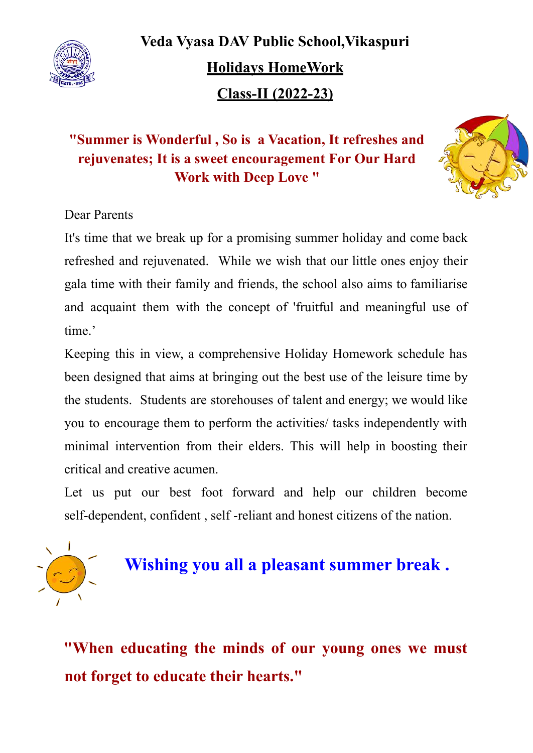# Veda Vyasa DAV Public School,Vikaspuri

## Holidays HomeWork

## Class-II (2022-23)

**"Summer is Wonderful , So is a Vacation, It refreshes and rejuvenates; It is a sweet encouragement For Our Hard Work with Deep Love "**

Dear Parents

It's time that we break up for a promising summer holiday and come back refreshed and rejuvenated. While we wish that our little ones enjoy their gala time with their family and friends, the school also aims to familiarise and acquaint them with the concept of 'fruitful and meaningful use of time.'

Keeping this in view, a comprehensive Holiday Homework schedule has been designed that aims at bringing out the best use of the leisure time by the students. Students are storehouses of talent and energy; we would like you to encourage them to perform the activities/ tasks independently with minimal intervention from their elders. This will help in boosting their critical and creative acumen.

Let us put our best foot forward and help our children become self-dependent, confident , self -reliant and honest citizens of the nation.

**Wishing you all a pleasant summer break .**

**"When educating the minds of our young ones we must not forget to educate their hearts."**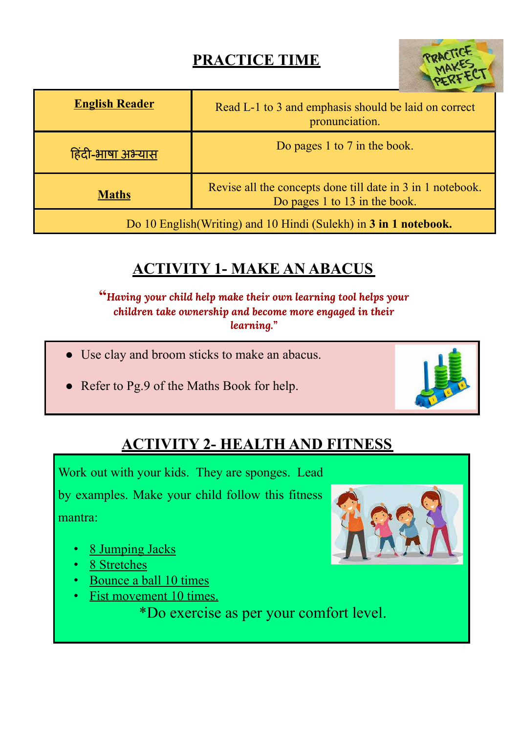# PRACTICE TIME

| **English Reader** | Read L-1 to 3 and emphasis should be laid on correct pronunciation. |
|---|---|
| हिंदी-भाषा अभ्यास | Do pages 1 to 7 in the book. |
| **Maths** | Revise all the concepts done till date in 3 in 1 notebook. Do pages 1 to 13 in the book. |
| Do 10 English(Writing) and 10 Hindi (Sulekh) in **3 in 1 notebook.** | |

## ACTIVITY 1- MAKE AN ABACUS

*"Having your child help make their own learning tool helps your children take ownership and become more engaged in their learning."*

- Use clay and broom sticks to make an abacus.
- Refer to Pg.9 of the Maths Book for help.

## ACTIVITY 2- HEALTH AND FITNESS

Work out with your kids. They are sponges. Lead by examples. Make your child follow this fitness mantra:

- 8 Jumping Jacks
- 8 Stretches
- Bounce a ball 10 times
- Fist movement 10 times.

*Do exercise as per your comfort level.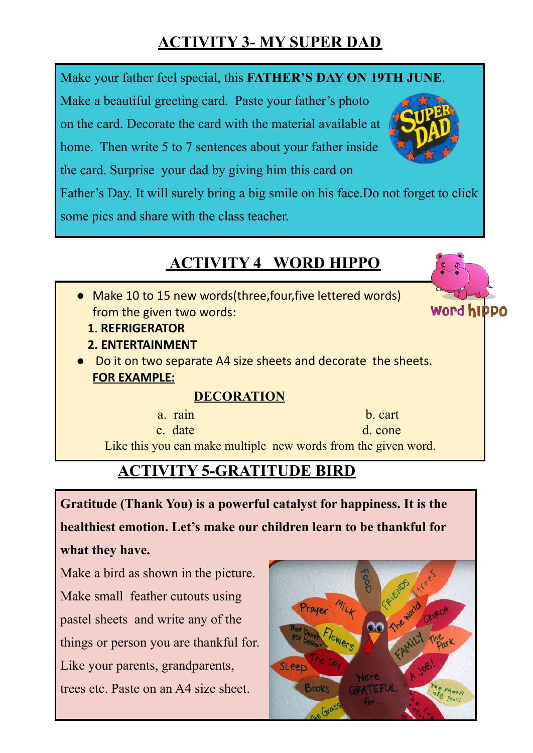## ACTIVITY 3- MY SUPER DAD

Make your father feel special, this **FATHER'S DAY ON 19TH JUNE**. Make a beautiful greeting card. Paste your father's photo on the card. Decorate the card with the material available at home. Then write 5 to 7 sentences about your father inside the card. Surprise your dad by giving him this card on Father's Day. It will surely bring a big smile on his face.Do not forget to click some pics and share with the class teacher.

## ACTIVITY 4 WORD HIPPO

- Make 10 to 15 new words(three,four,five lettered words) from the given two words:
  1. **REFRIGERATOR**
  2. **ENTERTAINMENT**
- Do it on two separate A4 size sheets and decorate the sheets.

**FOR EXAMPLE:**

**DECORATION**

a. rain  
b. cart  
c. date  
d. cone

Like this you can make multiple new words from the given word.

## ACTIVITY 5-GRATITUDE BIRD

**Gratitude (Thank You) is a powerful catalyst for happiness. It is the healthiest emotion. Let's make our children learn to be thankful for what they have.**

Make a bird as shown in the picture. Make small feather cutouts using pastel sheets and write any of the things or person you are thankful for. Like your parents, grandparents, trees etc. Paste on an A4 size sheet.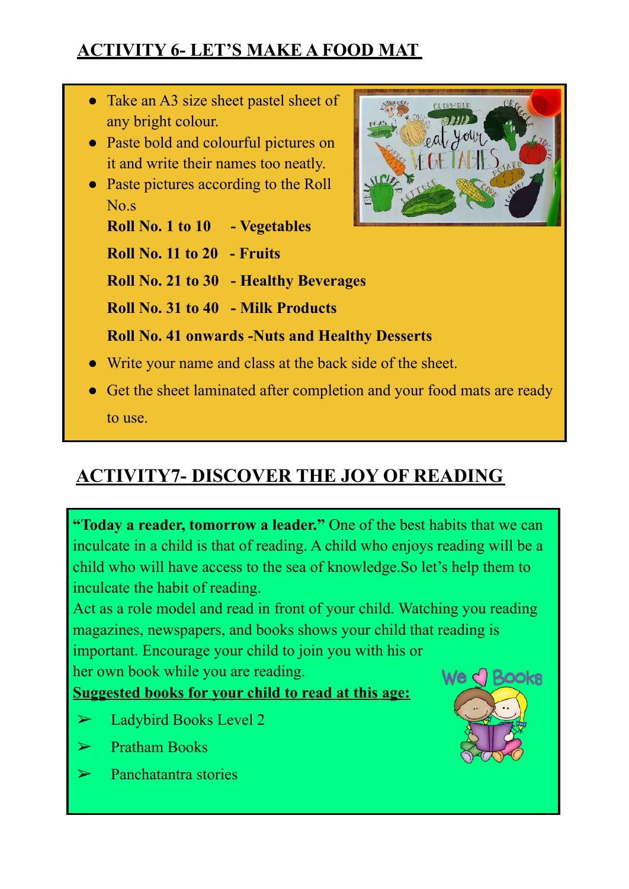## ACTIVITY 6- LET'S MAKE A FOOD MAT

- Take an A3 size sheet pastel sheet of any bright colour.
- Paste bold and colourful pictures on it and write their names too neatly.
- Paste pictures according to the Roll No.s

  **Roll No. 1 to 10 - Vegetables**

  **Roll No. 11 to 20 - Fruits**

  **Roll No. 21 to 30 - Healthy Beverages**

  **Roll No. 31 to 40 - Milk Products**

  **Roll No. 41 onwards -Nuts and Healthy Desserts**

- Write your name and class at the back side of the sheet.
- Get the sheet laminated after completion and your food mats are ready to use.

## ACTIVITY7- DISCOVER THE JOY OF READING

**"Today a reader, tomorrow a leader."** One of the best habits that we can inculcate in a child is that of reading. A child who enjoys reading will be a child who will have access to the sea of knowledge.So let's help them to inculcate the habit of reading.

Act as a role model and read in front of your child. Watching you reading magazines, newspapers, and books shows your child that reading is important. Encourage your child to join you with his or her own book while you are reading.

**Suggested books for your child to read at this age:**

- Ladybird Books Level 2
- Pratham Books
- Panchatantra stories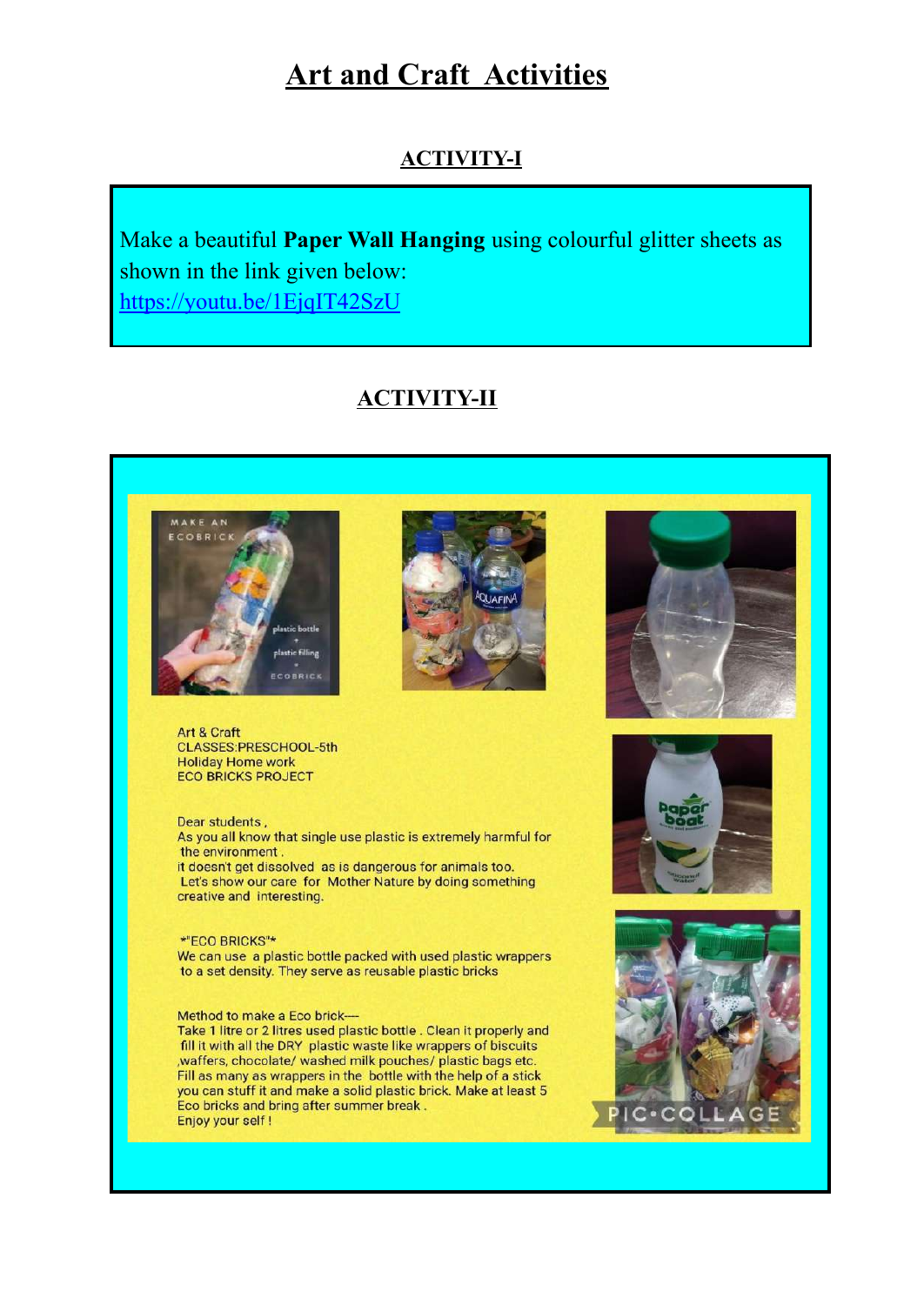# Art and Craft Activities

## ACTIVITY-I

Make a beautiful **Paper Wall Hanging** using colourful glitter sheets as shown in the link given below:
https://youtu.be/1EjqIT42SzU

## ACTIVITY-II

MAKE AN ECOBRICK

plastic bottle + plastic filling = ECOBRICK

Art & Craft
CLASSES:PRESCHOOL-5th
Holiday Home work
ECO BRICKS PROJECT

Dear students ,
As you all know that single use plastic is extremely harmful for the environment .
it doesn't get dissolved as is dangerous for animals too.
Let's show our care for Mother Nature by doing something creative and interesting.

*"ECO BRICKS"*
We can use a plastic bottle packed with used plastic wrappers to a set density. They serve as reusable plastic bricks

Method to make a Eco brick---
Take 1 litre or 2 litres used plastic bottle . Clean it properly and fill it with all the DRY plastic waste like wrappers of biscuits ,waffers, chocolate/ washed milk pouches/ plastic bags etc. Fill as many as wrappers in the bottle with the help of a stick you can stuff it and make a solid plastic brick. Make at least 5 Eco bricks and bring after summer break .
Enjoy your self !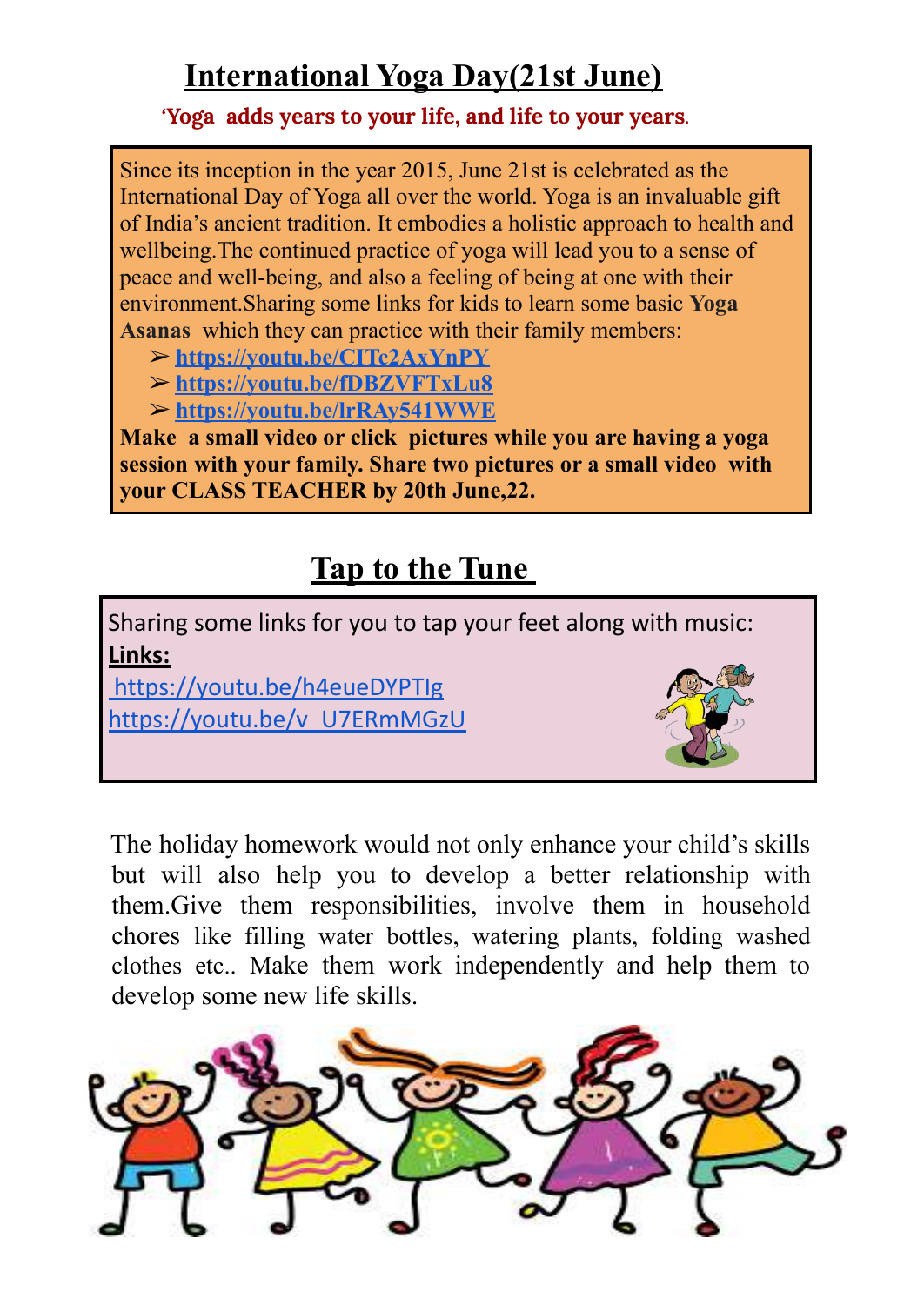# International Yoga Day(21st June)

**'Yoga adds years to your life, and life to your years.**

Since its inception in the year 2015, June 21st is celebrated as the International Day of Yoga all over the world. Yoga is an invaluable gift of India's ancient tradition. It embodies a holistic approach to health and wellbeing.The continued practice of yoga will lead you to a sense of peace and well-being, and also a feeling of being at one with their environment.Sharing some links for kids to learn some basic **Yoga Asanas** which they can practice with their family members:

- **https://youtu.be/CITc2AxYnPY**
- **https://youtu.be/fDBZVFTxLu8**
- **https://youtu.be/lrRAy541WWE**

**Make a small video or click pictures while you are having a yoga session with your family. Share two pictures or a small video with your CLASS TEACHER by 20th June,22.**

## Tap to the Tune

Sharing some links for you to tap your feet along with music:

**Links:**

https://youtu.be/h4eueDYPTIg

https://youtu.be/v_U7ERmMGzU

The holiday homework would not only enhance your child's skills but will also help you to develop a better relationship with them.Give them responsibilities, involve them in household chores like filling water bottles, watering plants, folding washed clothes etc.. Make them work independently and help them to develop some new life skills.